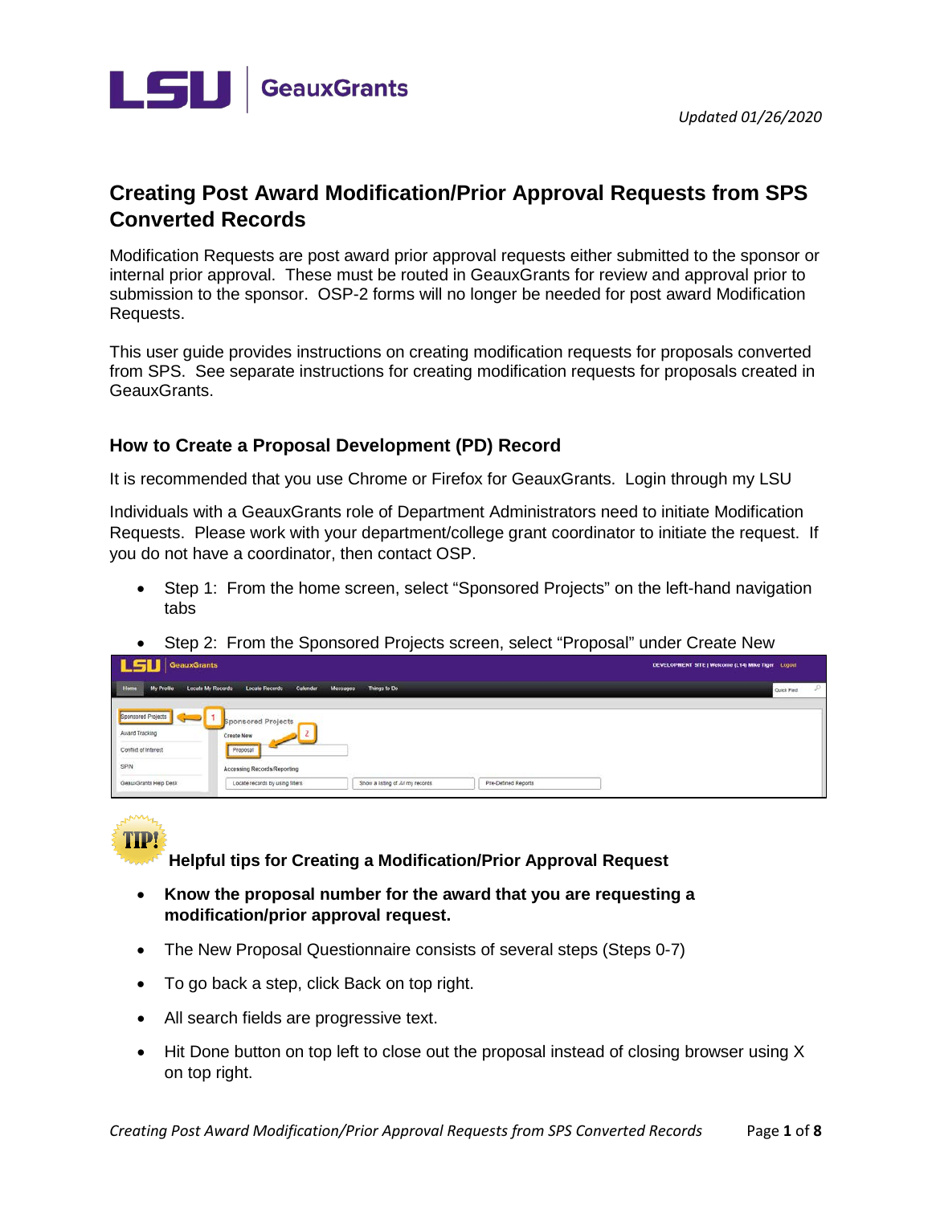LSU | GeauxGrants

*Updated 01/26/2020*

# Creating Post Award Modification/Prior Approval Requests from SPS Converted Records

Modification Requests are post award prior approval requests either submitted to the sponsor or internal prior approval. These must be routed in GeauxGrants for review and approval prior to submission to the sponsor. OSP-2 forms will no longer be needed for post award Modification Requests.

This user guide provides instructions on creating modification requests for proposals converted from SPS. See separate instructions for creating modification requests for proposals created in GeauxGrants.

## How to Create a Proposal Development (PD) Record

It is recommended that you use Chrome or Firefox for GeauxGrants. Login through my LSU

Individuals with a GeauxGrants role of Department Administrators need to initiate Modification Requests. Please work with your department/college grant coordinator to initiate the request. If you do not have a coordinator, then contact OSP.

- Step 1: From the home screen, select "Sponsored Projects" on the left-hand navigation tabs
- Step 2: From the Sponsored Projects screen, select "Proposal" under Create New

**Helpful tips for Creating a Modification/Prior Approval Request**

- **Know the proposal number for the award that you are requesting a modification/prior approval request.**
- The New Proposal Questionnaire consists of several steps (Steps 0-7)
- To go back a step, click Back on top right.
- All search fields are progressive text.
- Hit Done button on top left to close out the proposal instead of closing browser using X on top right.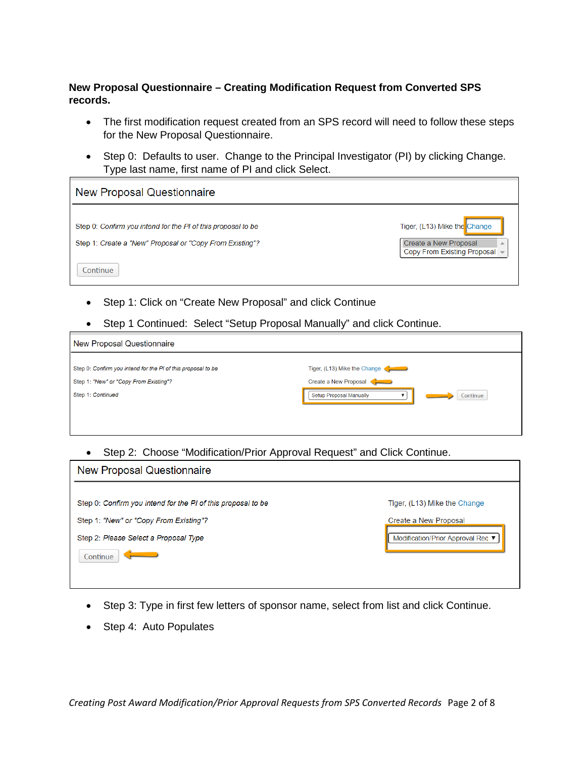**New Proposal Questionnaire – Creating Modification Request from Converted SPS records.**

- The first modification request created from an SPS record will need to follow these steps for the New Proposal Questionnaire.
- Step 0: Defaults to user. Change to the Principal Investigator (PI) by clicking Change. Type last name, first name of PI and click Select.

New Proposal Questionnaire

Step 0: *Confirm you intend for the PI of this proposal to be* — Tiger, (L13) Mike the Change

Step 1: *Create a "New" Proposal or "Copy From Existing"?* — Create a New Proposal / Copy From Existing Proposal

Continue

- Step 1: Click on "Create New Proposal" and click Continue
- Step 1 Continued: Select "Setup Proposal Manually" and click Continue.

New Proposal Questionnaire

Step 0: *Confirm you intend for the PI of this proposal to be* — Tiger, (L13) Mike the Change

Step 1: *"New" or "Copy From Existing"?* — Create a New Proposal

Step 1: *Continued* — Setup Proposal Manually — Continue

- Step 2: Choose "Modification/Prior Approval Request" and Click Continue.

New Proposal Questionnaire

Step 0: *Confirm you intend for the PI of this proposal to be* — Tiger, (L13) Mike the Change

Step 1: *"New" or "Copy From Existing"?* — Create a New Proposal

Step 2: *Please Select a Proposal Type* — Modification/Prior Approval Req

Continue

- Step 3: Type in first few letters of sponsor name, select from list and click Continue.
- Step 4: Auto Populates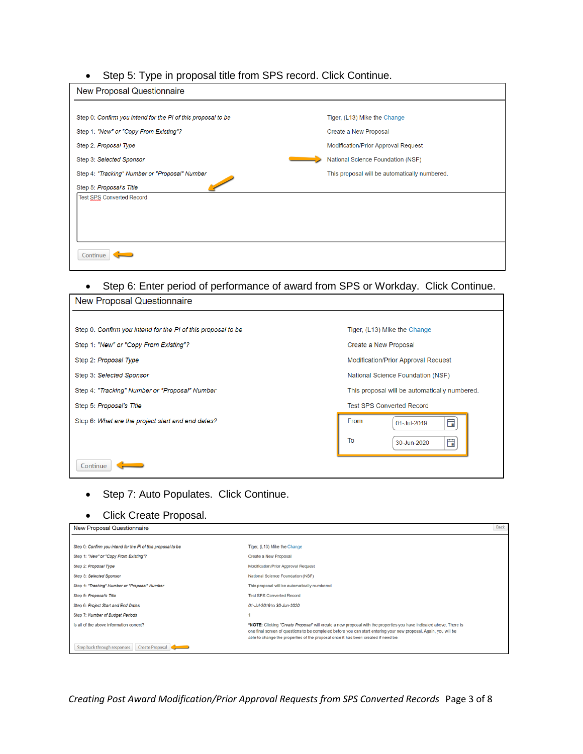- Step 5: Type in proposal title from SPS record. Click Continue.

**New Proposal Questionnaire**

| | |
|---|---|
| Step 0: *Confirm you intend for the PI of this proposal to be* | Tiger, (L13) Mike the Change |
| Step 1: *"New" or "Copy From Existing"?* | Create a New Proposal |
| Step 2: *Proposal Type* | Modification/Prior Approval Request |
| Step 3: *Selected Sponsor* | National Science Foundation (NSF) |
| Step 4: *"Tracking" Number or "Proposal" Number* | This proposal will be automatically numbered. |
| Step 5: *Proposal's Title* | |

Test SPS Converted Record

Continue

- Step 6: Enter period of performance of award from SPS or Workday. Click Continue.

**New Proposal Questionnaire**

| | |
|---|---|
| Step 0: *Confirm you intend for the PI of this proposal to be* | Tiger, (L13) Mike the Change |
| Step 1: *"New" or "Copy From Existing"?* | Create a New Proposal |
| Step 2: *Proposal Type* | Modification/Prior Approval Request |
| Step 3: *Selected Sponsor* | National Science Foundation (NSF) |
| Step 4: *"Tracking" Number or "Proposal" Number* | This proposal will be automatically numbered. |
| Step 5: *Proposal's Title* | Test SPS Converted Record |
| Step 6: *What are the project start and end dates?* | From 01-Jul-2019 To 30-Jun-2020 |

Continue

- Step 7: Auto Populates. Click Continue.
- Click Create Proposal.

**New Proposal Questionnaire** Back

| | |
|---|---|
| Step 0: *Confirm you intend for the PI of this proposal to be* | Tiger, (L13) Mike the Change |
| Step 1: *"New" or "Copy From Existing"?* | Create a New Proposal |
| Step 2: *Proposal Type* | Modification/Prior Approval Request |
| Step 3: *Selected Sponsor* | National Science Foundation (NSF) |
| Step 4: *"Tracking" Number or "Proposal" Number* | This proposal will be automatically numbered. |
| Step 5: *Proposal's Title* | Test SPS Converted Record |
| Step 6: *Project Start and End Dates* | *01-Jul-2019 to 30-Jun-2020* |
| Step 7: *Number of Budget Periods* | 1 |
| Is all of the above information correct? | ***NOTE:** Clicking "Create Proposal" will create a new proposal with the properties you have indicated above. There is one final screen of questions to be completed before you can start entering your new proposal. Again, you will be able to change the properties of the proposal once it has been created if need be. |

Step back through responses | Create Proposal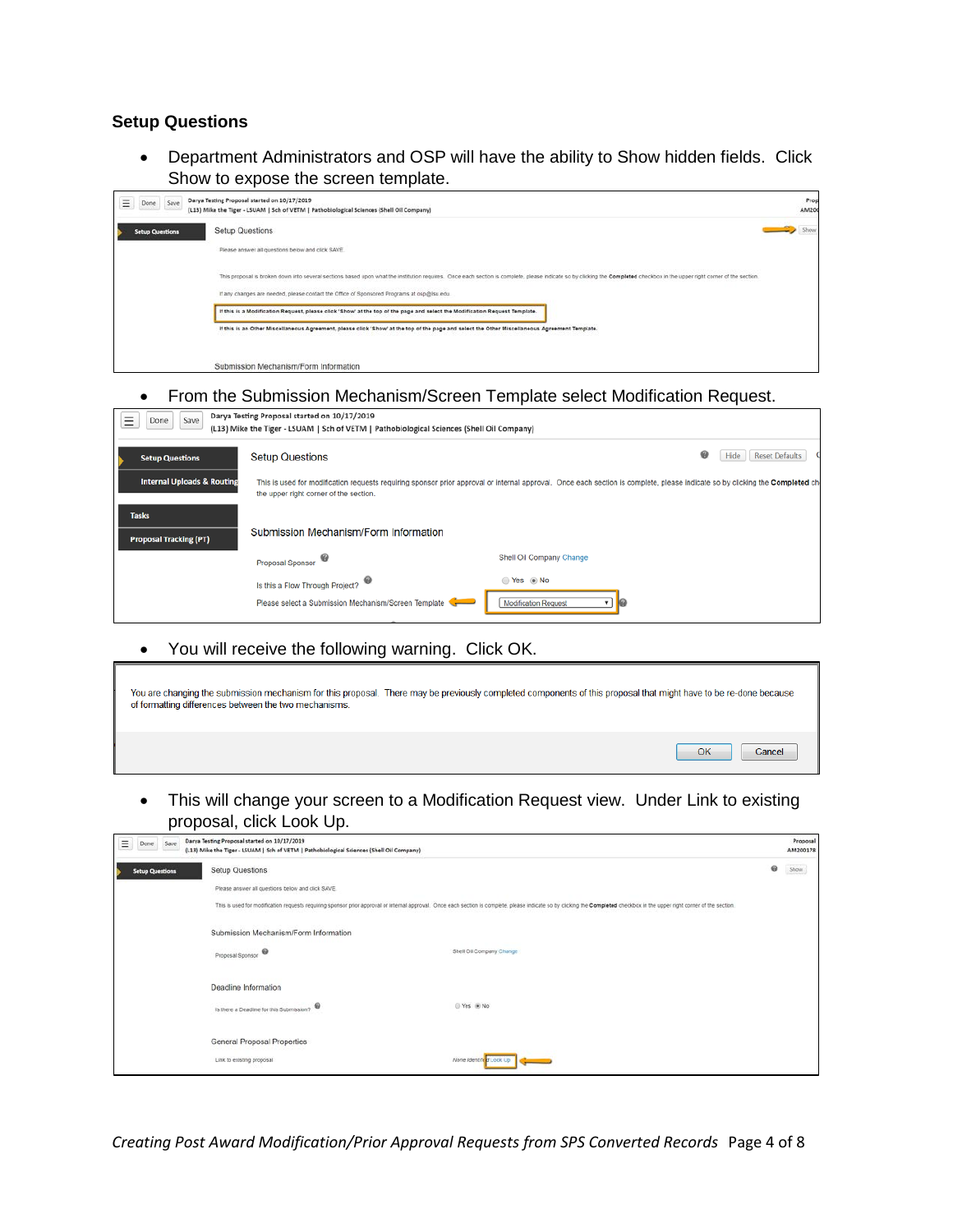## Setup Questions

- Department Administrators and OSP will have the ability to Show hidden fields. Click Show to expose the screen template.
- From the Submission Mechanism/Screen Template select Modification Request.
- You will receive the following warning. Click OK.
- This will change your screen to a Modification Request view. Under Link to existing proposal, click Look Up.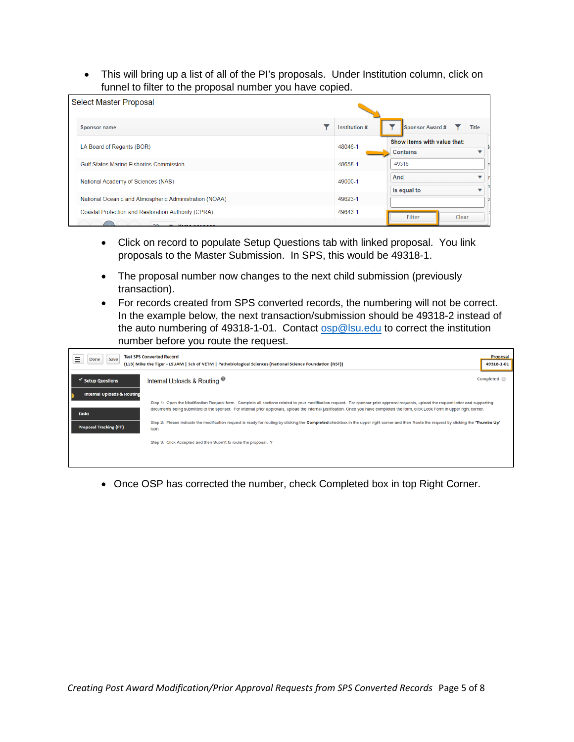- This will bring up a list of all of the PI's proposals. Under Institution column, click on funnel to filter to the proposal number you have copied.

Select Master Proposal

| Sponsor name | Institution # | Sponsor Award # | Title |
|---|---|---|---|
| LA Board of Regents (BOR) | 48046-1 | | |
| Gulf States Marine Fisheries Commission | 48658-1 | | |
| National Academy of Sciences (NAS) | 49000-1 | | |
| National Oceanic and Atmospheric Administration (NOAA) | 49623-1 | | |
| Coastal Protection and Restoration Authority (CPRA) | 49643-1 | | |

Show items with value that:
Contains
49318
And
Is equal to
Filter Clear

- Click on record to populate Setup Questions tab with linked proposal. You link proposals to the Master Submission. In SPS, this would be 49318-1.
- The proposal number now changes to the next child submission (previously transaction).
- For records created from SPS converted records, the numbering will not be correct. In the example below, the next transaction/submission should be 49318-2 instead of the auto numbering of 49318-1-01. Contact [osp@lsu.edu](mailto:osp@lsu.edu) to correct the institution number before you route the request.

Done Save Test SPS Converted Record
(L13) Mike the Tiger - LSUAM | Sch of VETM | Pathobiological Sciences (National Science Foundation (NSF))
Proposal 49318-1-01

Setup Questions
Internal Uploads & Routing
Tasks
Proposal Tracking (PT)

Internal Uploads & Routing

Completed

Step 1: Open the Modification Request form. Complete all sections related to your modification request. For sponsor prior approval requests, upload the request letter and supporting documents being submitted to the sponsor. For internal prior approvals, upload the internal justification. Once you have completed the form, click Lock Form in upper right corner.

Step 2: Please indicate the modification request is ready for routing by clicking the **Completed** checkbox in the upper right corner and then Route the request by clicking the **'Thumbs Up'** icon.

Step 3: Click Accepted and then Submit to route the proposal.

- Once OSP has corrected the number, check Completed box in top Right Corner.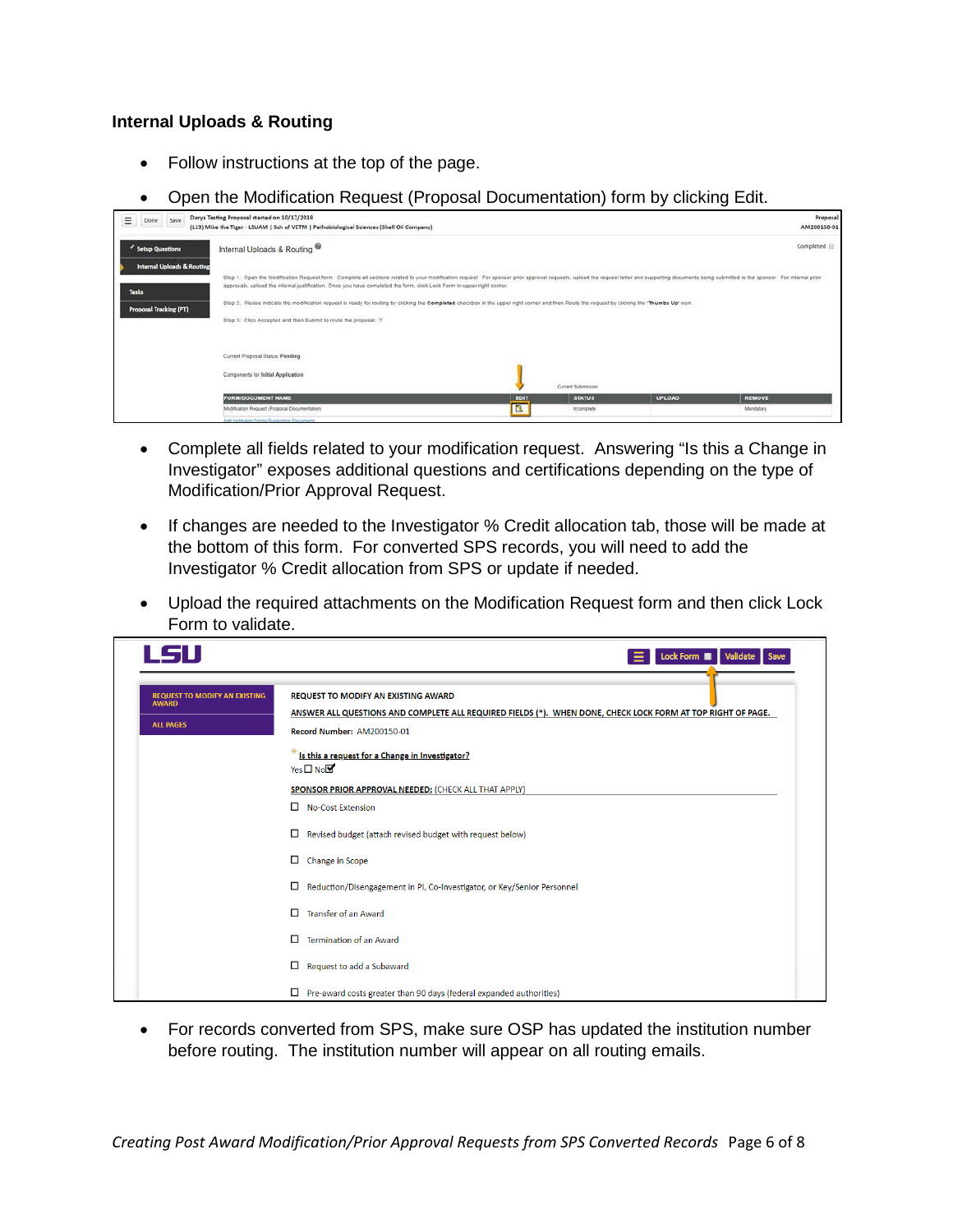### Internal Uploads & Routing

- Follow instructions at the top of the page.
- Open the Modification Request (Proposal Documentation) form by clicking Edit.
- Complete all fields related to your modification request. Answering "Is this a Change in Investigator" exposes additional questions and certifications depending on the type of Modification/Prior Approval Request.
- If changes are needed to the Investigator % Credit allocation tab, those will be made at the bottom of this form. For converted SPS records, you will need to add the Investigator % Credit allocation from SPS or update if needed.
- Upload the required attachments on the Modification Request form and then click Lock Form to validate.
- For records converted from SPS, make sure OSP has updated the institution number before routing. The institution number will appear on all routing emails.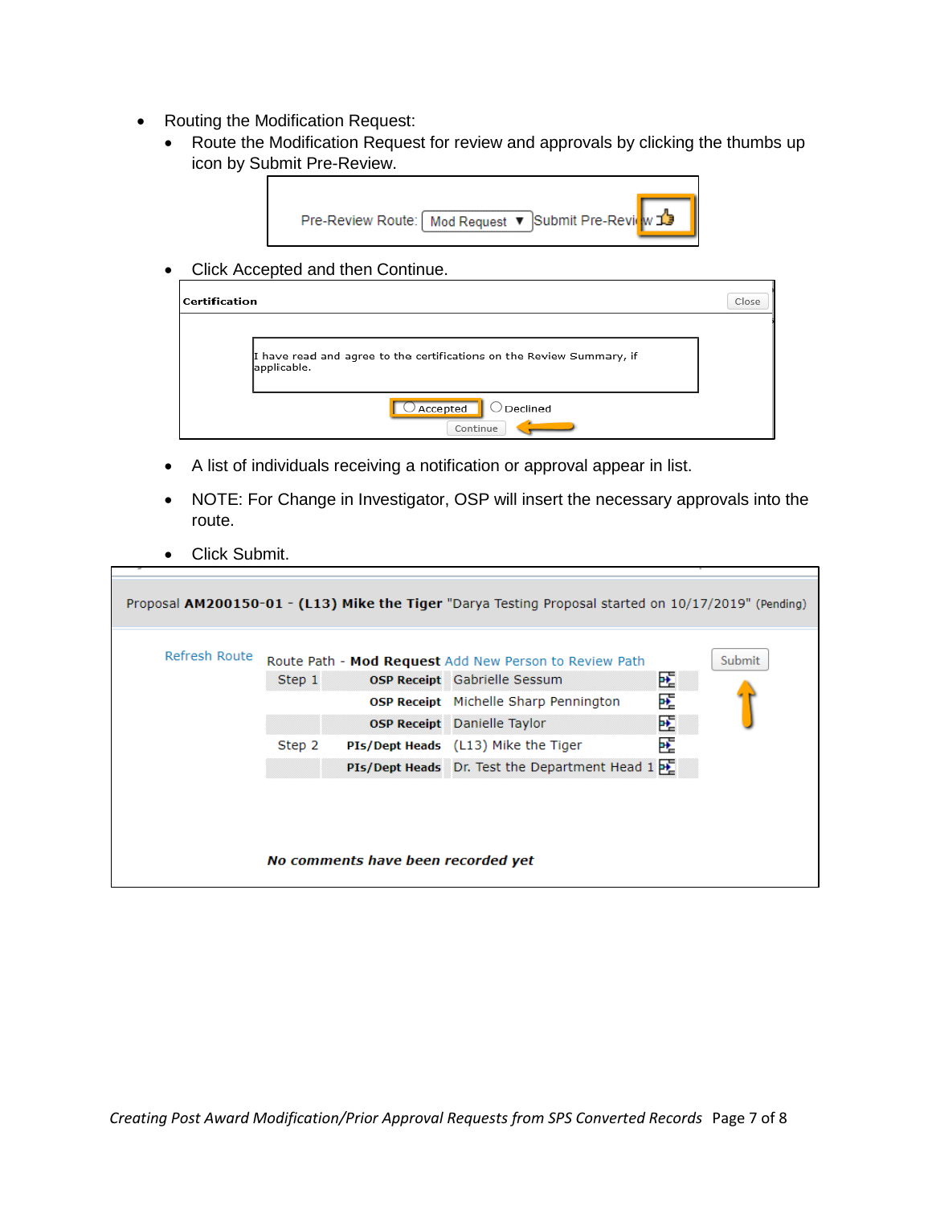- Routing the Modification Request:
  - Route the Modification Request for review and approvals by clicking the thumbs up icon by Submit Pre-Review.

Pre-Review Route: Mod Request ▼ Submit Pre-Review

  - Click Accepted and then Continue.

**Certification** Close

I have read and agree to the certifications on the Review Summary, if applicable.

○ Accepted ○ Declined

Continue

  - A list of individuals receiving a notification or approval appear in list.
  - NOTE: For Change in Investigator, OSP will insert the necessary approvals into the route.
  - Click Submit.

Proposal **AM200150-01** - **(L13) Mike the Tiger** "Darya Testing Proposal started on 10/17/2019" (Pending)

Refresh Route

Route Path - **Mod Request** Add New Person to Review Path

Submit

| | | |
|---|---|---|
| Step 1 | **OSP Receipt** | Gabrielle Sessum |
| | **OSP Receipt** | Michelle Sharp Pennington |
| | **OSP Receipt** | Danielle Taylor |
| Step 2 | **PIs/Dept Heads** | (L13) Mike the Tiger |
| | **PIs/Dept Heads** | Dr. Test the Department Head 1 |

***No comments have been recorded yet***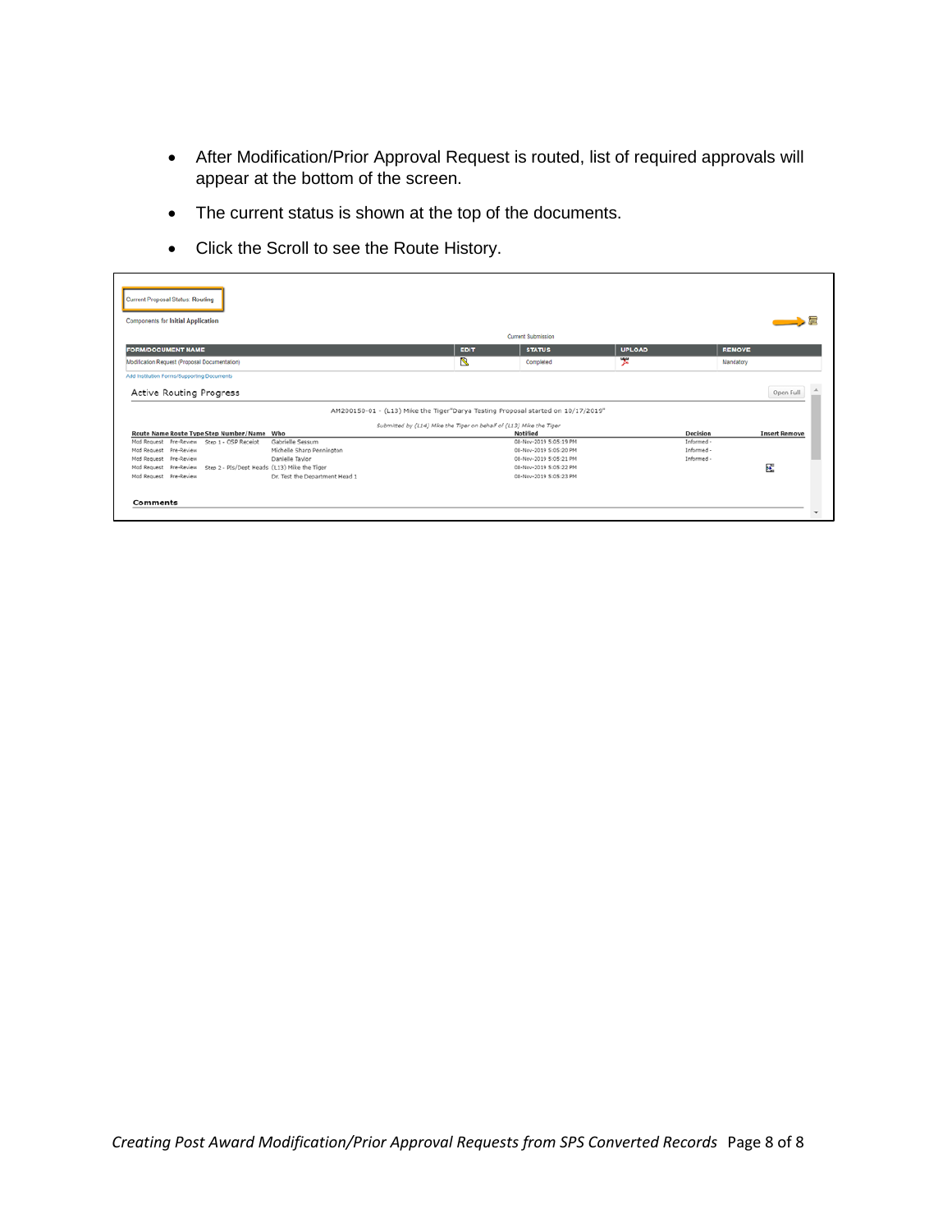- After Modification/Prior Approval Request is routed, list of required approvals will appear at the bottom of the screen.
- The current status is shown at the top of the documents.
- Click the Scroll to see the Route History.

Current Proposal Status: Routing

Components for Initial Application

Current Submission

| FORM/DOCUMENT NAME | EDIT | STATUS | UPLOAD | REMOVE |
| --- | --- | --- | --- | --- |
| Modification Request (Proposal Documentation) | | Completed | | Mandatory |

Add Institution Forms/Supporting Documents

Active Routing Progress

Open Full

AM200150-01 - (L13) Mike the Tiger"Darya Testing Proposal started on 10/17/2019"

*Submitted by (L14) Mike the Tiger on behalf of (L13) Mike the Tiger*

| Route Name | Route Type | Step Number/Name | Who | Notified | Decision | Insert Remove |
| --- | --- | --- | --- | --- | --- | --- |
| Mod Request | Pre-Review | Step 1 - OSP Receipt | Gabrielle Sessum | 08-Nov-2019 5:05:19 PM | Informed - | |
| Mod Request | Pre-Review | | Michelle Sharp Pennington | 08-Nov-2019 5:05:20 PM | Informed - | |
| Mod Request | Pre-Review | | Danielle Taylor | 08-Nov-2019 5:05:21 PM | Informed - | |
| Mod Request | Pre-Review | Step 2 - PIs/Dept Heads | (L13) Mike the Tiger | 08-Nov-2019 5:05:22 PM | | |
| Mod Request | Pre-Review | | Dr. Test the Department Head 1 | 08-Nov-2019 5:05:23 PM | | |

Comments